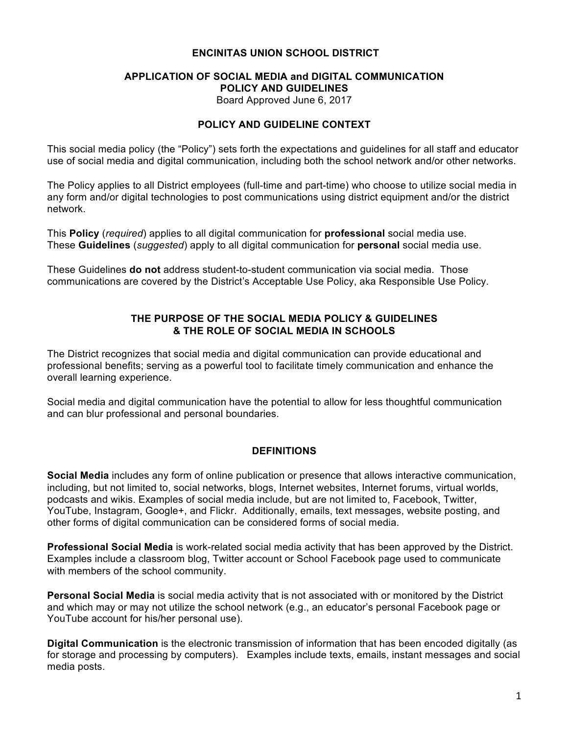# ENCINITAS UNION SCHOOL DISTRICT

## APPLICATION OF SOCIAL MEDIA and DIGITAL COMMUNICATION POLICY AND GUIDELINES

Board Approved June 6, 2017

## POLICY AND GUIDELINE CONTEXT

This social media policy (the "Policy") sets forth the expectations and guidelines for all staff and educator use of social media and digital communication, including both the school network and/or other networks.

The Policy applies to all District employees (full-time and part-time) who choose to utilize social media in any form and/or digital technologies to post communications using district equipment and/or the district network.

This **Policy** (*required*) applies to all digital communication for **professional** social media use.
These **Guidelines** (*suggested*) apply to all digital communication for **personal** social media use.

These Guidelines **do not** address student-to-student communication via social media. Those communications are covered by the District's Acceptable Use Policy, aka Responsible Use Policy.

## THE PURPOSE OF THE SOCIAL MEDIA POLICY & GUIDELINES & THE ROLE OF SOCIAL MEDIA IN SCHOOLS

The District recognizes that social media and digital communication can provide educational and professional benefits; serving as a powerful tool to facilitate timely communication and enhance the overall learning experience.

Social media and digital communication have the potential to allow for less thoughtful communication and can blur professional and personal boundaries.

## DEFINITIONS

**Social Media** includes any form of online publication or presence that allows interactive communication, including, but not limited to, social networks, blogs, Internet websites, Internet forums, virtual worlds, podcasts and wikis. Examples of social media include, but are not limited to, Facebook, Twitter, YouTube, Instagram, Google+, and Flickr. Additionally, emails, text messages, website posting, and other forms of digital communication can be considered forms of social media.

**Professional Social Media** is work-related social media activity that has been approved by the District. Examples include a classroom blog, Twitter account or School Facebook page used to communicate with members of the school community.

**Personal Social Media** is social media activity that is not associated with or monitored by the District and which may or may not utilize the school network (e.g., an educator's personal Facebook page or YouTube account for his/her personal use).

**Digital Communication** is the electronic transmission of information that has been encoded digitally (as for storage and processing by computers). Examples include texts, emails, instant messages and social media posts.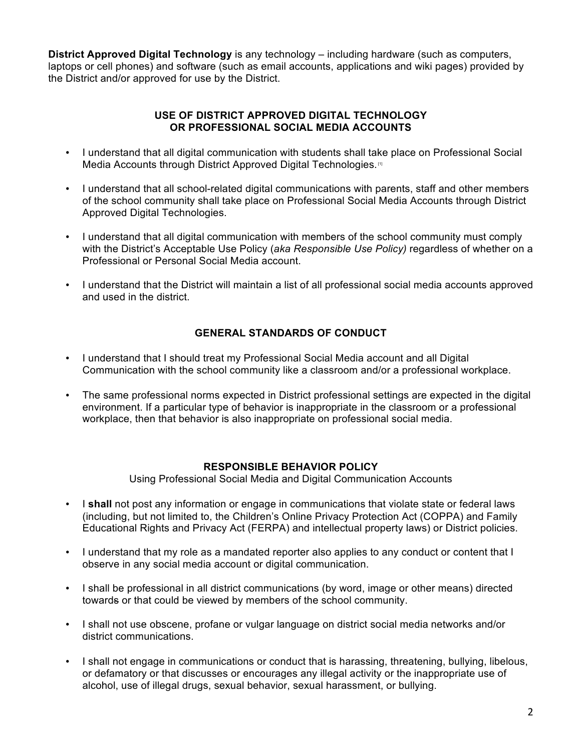**District Approved Digital Technology** is any technology – including hardware (such as computers, laptops or cell phones) and software (such as email accounts, applications and wiki pages) provided by the District and/or approved for use by the District.

### USE OF DISTRICT APPROVED DIGITAL TECHNOLOGY OR PROFESSIONAL SOCIAL MEDIA ACCOUNTS

- I understand that all digital communication with students shall take place on Professional Social Media Accounts through District Approved Digital Technologies.[1]
- I understand that all school-related digital communications with parents, staff and other members of the school community shall take place on Professional Social Media Accounts through District Approved Digital Technologies.
- I understand that all digital communication with members of the school community must comply with the District's Acceptable Use Policy (*aka Responsible Use Policy)* regardless of whether on a Professional or Personal Social Media account.
- I understand that the District will maintain a list of all professional social media accounts approved and used in the district.

### GENERAL STANDARDS OF CONDUCT

- I understand that I should treat my Professional Social Media account and all Digital Communication with the school community like a classroom and/or a professional workplace.
- The same professional norms expected in District professional settings are expected in the digital environment. If a particular type of behavior is inappropriate in the classroom or a professional workplace, then that behavior is also inappropriate on professional social media.

### RESPONSIBLE BEHAVIOR POLICY

Using Professional Social Media and Digital Communication Accounts

- I **shall** not post any information or engage in communications that violate state or federal laws (including, but not limited to, the Children's Online Privacy Protection Act (COPPA) and Family Educational Rights and Privacy Act (FERPA) and intellectual property laws) or District policies.
- I understand that my role as a mandated reporter also applies to any conduct or content that I observe in any social media account or digital communication.
- I shall be professional in all district communications (by word, image or other means) directed towards or that could be viewed by members of the school community.
- I shall not use obscene, profane or vulgar language on district social media networks and/or district communications.
- I shall not engage in communications or conduct that is harassing, threatening, bullying, libelous, or defamatory or that discusses or encourages any illegal activity or the inappropriate use of alcohol, use of illegal drugs, sexual behavior, sexual harassment, or bullying.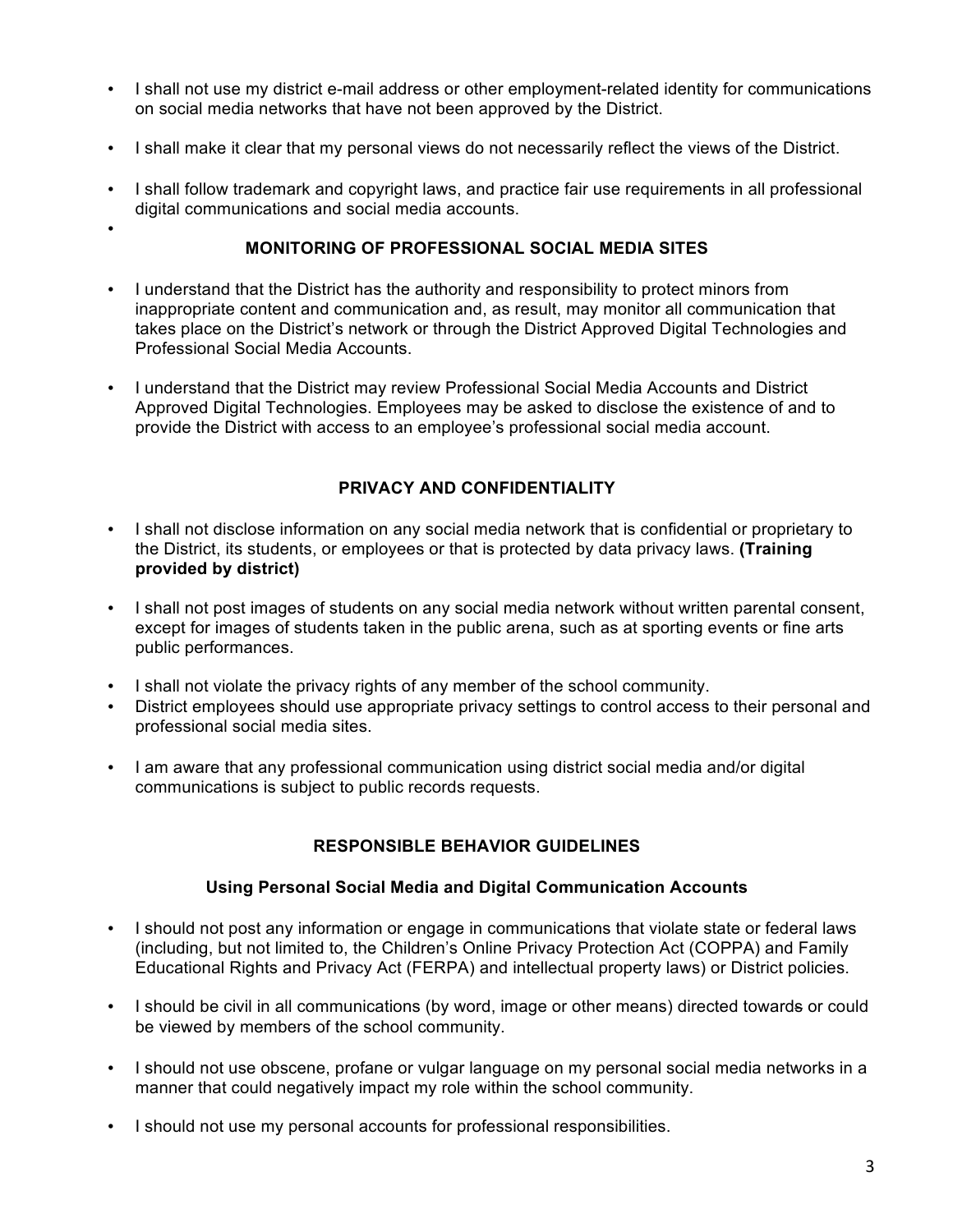- I shall not use my district e-mail address or other employment-related identity for communications on social media networks that have not been approved by the District.
- I shall make it clear that my personal views do not necessarily reflect the views of the District.
- I shall follow trademark and copyright laws, and practice fair use requirements in all professional digital communications and social media accounts.
-

## MONITORING OF PROFESSIONAL SOCIAL MEDIA SITES

- I understand that the District has the authority and responsibility to protect minors from inappropriate content and communication and, as result, may monitor all communication that takes place on the District's network or through the District Approved Digital Technologies and Professional Social Media Accounts.
- I understand that the District may review Professional Social Media Accounts and District Approved Digital Technologies. Employees may be asked to disclose the existence of and to provide the District with access to an employee's professional social media account.

## PRIVACY AND CONFIDENTIALITY

- I shall not disclose information on any social media network that is confidential or proprietary to the District, its students, or employees or that is protected by data privacy laws. **(Training provided by district)**
- I shall not post images of students on any social media network without written parental consent, except for images of students taken in the public arena, such as at sporting events or fine arts public performances.
- I shall not violate the privacy rights of any member of the school community.
- District employees should use appropriate privacy settings to control access to their personal and professional social media sites.
- I am aware that any professional communication using district social media and/or digital communications is subject to public records requests.

## RESPONSIBLE BEHAVIOR GUIDELINES

### Using Personal Social Media and Digital Communication Accounts

- I should not post any information or engage in communications that violate state or federal laws (including, but not limited to, the Children's Online Privacy Protection Act (COPPA) and Family Educational Rights and Privacy Act (FERPA) and intellectual property laws) or District policies.
- I should be civil in all communications (by word, image or other means) directed towards or could be viewed by members of the school community.
- I should not use obscene, profane or vulgar language on my personal social media networks in a manner that could negatively impact my role within the school community.
- I should not use my personal accounts for professional responsibilities.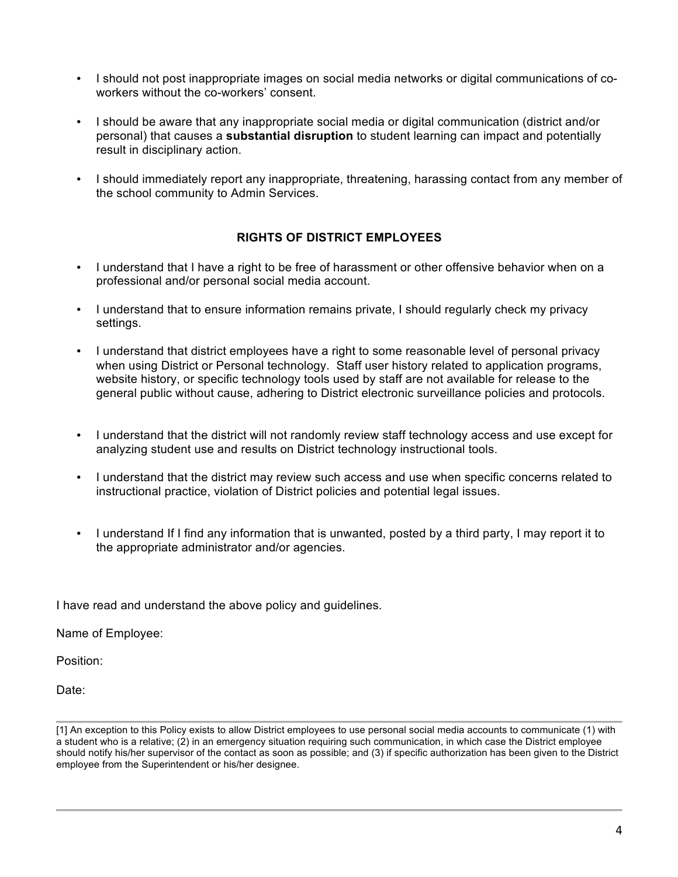- I should not post inappropriate images on social media networks or digital communications of co-workers without the co-workers' consent.

- I should be aware that any inappropriate social media or digital communication (district and/or personal) that causes a **substantial disruption** to student learning can impact and potentially result in disciplinary action.

- I should immediately report any inappropriate, threatening, harassing contact from any member of the school community to Admin Services.

### RIGHTS OF DISTRICT EMPLOYEES

- I understand that I have a right to be free of harassment or other offensive behavior when on a professional and/or personal social media account.

- I understand that to ensure information remains private, I should regularly check my privacy settings.

- I understand that district employees have a right to some reasonable level of personal privacy when using District or Personal technology. Staff user history related to application programs, website history, or specific technology tools used by staff are not available for release to the general public without cause, adhering to District electronic surveillance policies and protocols.

- I understand that the district will not randomly review staff technology access and use except for analyzing student use and results on District technology instructional tools.

- I understand that the district may review such access and use when specific concerns related to instructional practice, violation of District policies and potential legal issues.

- I understand If I find any information that is unwanted, posted by a third party, I may report it to the appropriate administrator and/or agencies.

I have read and understand the above policy and guidelines.

Name of Employee:

Position:

Date:

---

[1] An exception to this Policy exists to allow District employees to use personal social media accounts to communicate (1) with a student who is a relative; (2) in an emergency situation requiring such communication, in which case the District employee should notify his/her supervisor of the contact as soon as possible; and (3) if specific authorization has been given to the District employee from the Superintendent or his/her designee.